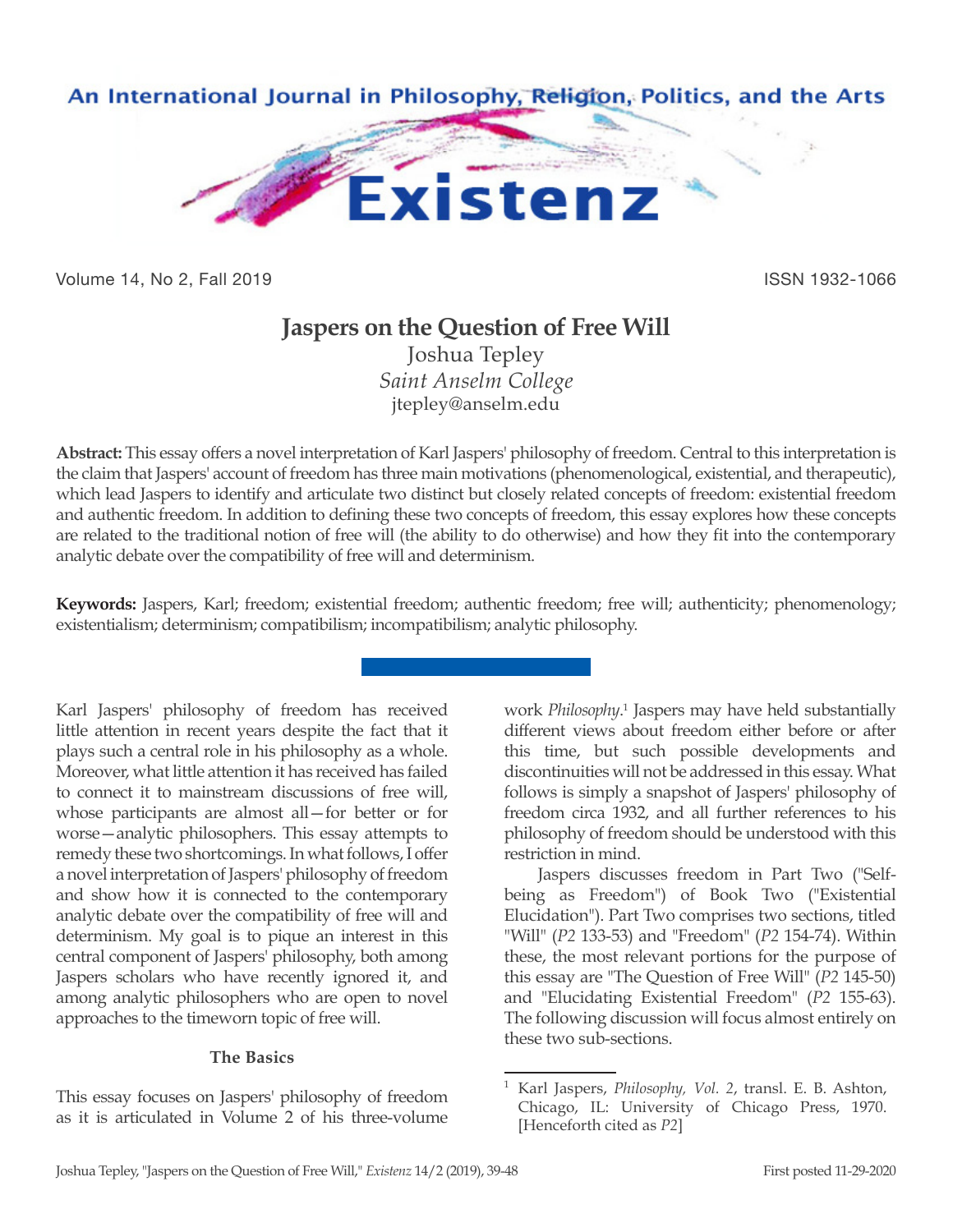# Jaspers on the Question of Free Will

Joshua Tepley
*Saint Anselm College*
jtepley@anselm.edu

**Abstract:** This essay offers a novel interpretation of Karl Jaspers' philosophy of freedom. Central to this interpretation is the claim that Jaspers' account of freedom has three main motivations (phenomenological, existential, and therapeutic), which lead Jaspers to identify and articulate two distinct but closely related concepts of freedom: existential freedom and authentic freedom. In addition to defining these two concepts of freedom, this essay explores how these concepts are related to the traditional notion of free will (the ability to do otherwise) and how they fit into the contemporary analytic debate over the compatibility of free will and determinism.

**Keywords:** Jaspers, Karl; freedom; existential freedom; authentic freedom; free will; authenticity; phenomenology; existentialism; determinism; compatibilism; incompatibilism; analytic philosophy.

Karl Jaspers' philosophy of freedom has received little attention in recent years despite the fact that it plays such a central role in his philosophy as a whole. Moreover, what little attention it has received has failed to connect it to mainstream discussions of free will, whose participants are almost all—for better or for worse—analytic philosophers. This essay attempts to remedy these two shortcomings. In what follows, I offer a novel interpretation of Jaspers' philosophy of freedom and show how it is connected to the contemporary analytic debate over the compatibility of free will and determinism. My goal is to pique an interest in this central component of Jaspers' philosophy, both among Jaspers scholars who have recently ignored it, and among analytic philosophers who are open to novel approaches to the timeworn topic of free will.

### The Basics

This essay focuses on Jaspers' philosophy of freedom as it is articulated in Volume 2 of his three-volume work *Philosophy*.[1] Jaspers may have held substantially different views about freedom either before or after this time, but such possible developments and discontinuities will not be addressed in this essay. What follows is simply a snapshot of Jaspers' philosophy of freedom circa 1932, and all further references to his philosophy of freedom should be understood with this restriction in mind.

Jaspers discusses freedom in Part Two ("Self-being as Freedom") of Book Two ("Existential Elucidation"). Part Two comprises two sections, titled "Will" (*P2* 133-53) and "Freedom" (*P2* 154-74). Within these, the most relevant portions for the purpose of this essay are "The Question of Free Will" (*P2* 145-50) and "Elucidating Existential Freedom" (*P2* 155-63). The following discussion will focus almost entirely on these two sub-sections.

---

[1] Karl Jaspers, *Philosophy, Vol. 2*, transl. E. B. Ashton, Chicago, IL: University of Chicago Press, 1970. [Henceforth cited as *P2*]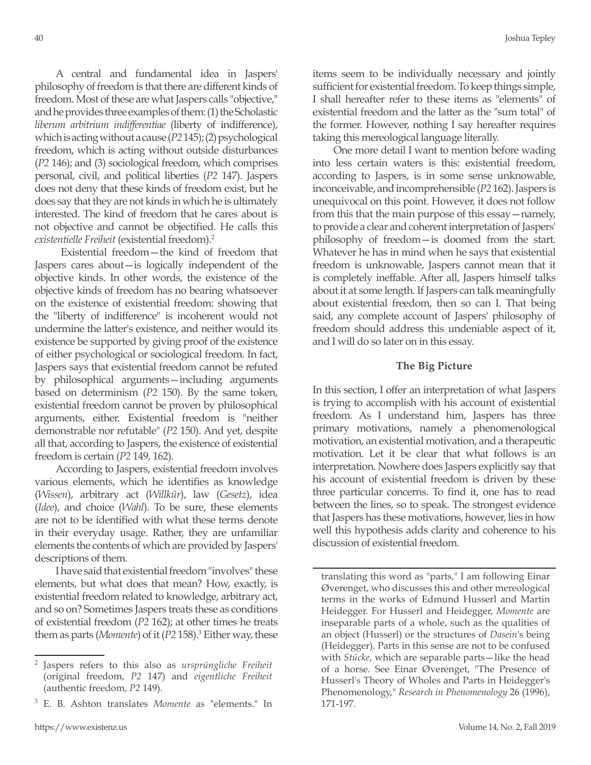A central and fundamental idea in Jaspers' philosophy of freedom is that there are different kinds of freedom. Most of these are what Jaspers calls "objective," and he provides three examples of them: (1) the Scholastic *liberum arbitrium indifferentiae* (liberty of indifference), which is acting without a cause (*P2* 145); (2) psychological freedom, which is acting without outside disturbances (*P2* 146); and (3) sociological freedom, which comprises personal, civil, and political liberties (*P2* 147). Jaspers does not deny that these kinds of freedom exist, but he does say that they are not kinds in which he is ultimately interested. The kind of freedom that he cares about is not objective and cannot be objectified. He calls this *existentielle Freiheit* (existential freedom).[2]

Existential freedom—the kind of freedom that Jaspers cares about—is logically independent of the objective kinds. In other words, the existence of the objective kinds of freedom has no bearing whatsoever on the existence of existential freedom: showing that the "liberty of indifference" is incoherent would not undermine the latter's existence, and neither would its existence be supported by giving proof of the existence of either psychological or sociological freedom. In fact, Jaspers says that existential freedom cannot be refuted by philosophical arguments—including arguments based on determinism (*P2* 150). By the same token, existential freedom cannot be proven by philosophical arguments, either. Existential freedom is "neither demonstrable nor refutable" (*P2* 150). And yet, despite all that, according to Jaspers, the existence of existential freedom is certain (*P2* 149, 162).

According to Jaspers, existential freedom involves various elements, which he identifies as knowledge (*Wissen*), arbitrary act (*Willkür*), law (*Gesetz*), idea (*Idee*), and choice (*Wahl*). To be sure, these elements are not to be identified with what these terms denote in their everyday usage. Rather, they are unfamiliar elements the contents of which are provided by Jaspers' descriptions of them.

I have said that existential freedom "involves" these elements, but what does that mean? How, exactly, is existential freedom related to knowledge, arbitrary act, and so on? Sometimes Jaspers treats these as conditions of existential freedom (*P2* 162); at other times he treats them as parts (*Momente*) of it (*P2* 158).[3] Either way, these items seem to be individually necessary and jointly sufficient for existential freedom. To keep things simple, I shall hereafter refer to these items as "elements" of existential freedom and the latter as the "sum total" of the former. However, nothing I say hereafter requires taking this mereological language literally.

One more detail I want to mention before wading into less certain waters is this: existential freedom, according to Jaspers, is in some sense unknowable, inconceivable, and incomprehensible (*P2* 162). Jaspers is unequivocal on this point. However, it does not follow from this that the main purpose of this essay—namely, to provide a clear and coherent interpretation of Jaspers' philosophy of freedom—is doomed from the start. Whatever he has in mind when he says that existential freedom is unknowable, Jaspers cannot mean that it is completely ineffable. After all, Jaspers himself talks about it at some length. If Jaspers can talk meaningfully about existential freedom, then so can I. That being said, any complete account of Jaspers' philosophy of freedom should address this undeniable aspect of it, and I will do so later on in this essay.

## The Big Picture

In this section, I offer an interpretation of what Jaspers is trying to accomplish with his account of existential freedom. As I understand him, Jaspers has three primary motivations, namely a phenomenological motivation, an existential motivation, and a therapeutic motivation. Let it be clear that what follows is an interpretation. Nowhere does Jaspers explicitly say that his account of existential freedom is driven by these three particular concerns. To find it, one has to read between the lines, so to speak. The strongest evidence that Jaspers has these motivations, however, lies in how well this hypothesis adds clarity and coherence to his discussion of existential freedom.

---

[2] Jaspers refers to this also as *ursprüngliche Freiheit* (original freedom, *P2* 147) and *eigentliche Freiheit* (authentic freedom, *P2* 149).

[3] E. B. Ashton translates *Momente* as "elements." In translating this word as "parts," I am following Einar Øverenget, who discusses this and other mereological terms in the works of Edmund Husserl and Martin Heidegger. For Husserl and Heidegger, *Momente* are inseparable parts of a whole, such as the qualities of an object (Husserl) or the structures of *Dasein*'s being (Heidegger). Parts in this sense are not to be confused with *Stücke*, which are separable parts—like the head of a horse. See Einar Øverenget, "The Presence of Husserl's Theory of Wholes and Parts in Heidegger's Phenomenology," *Research in Phenomenology* 26 (1996), 171-197.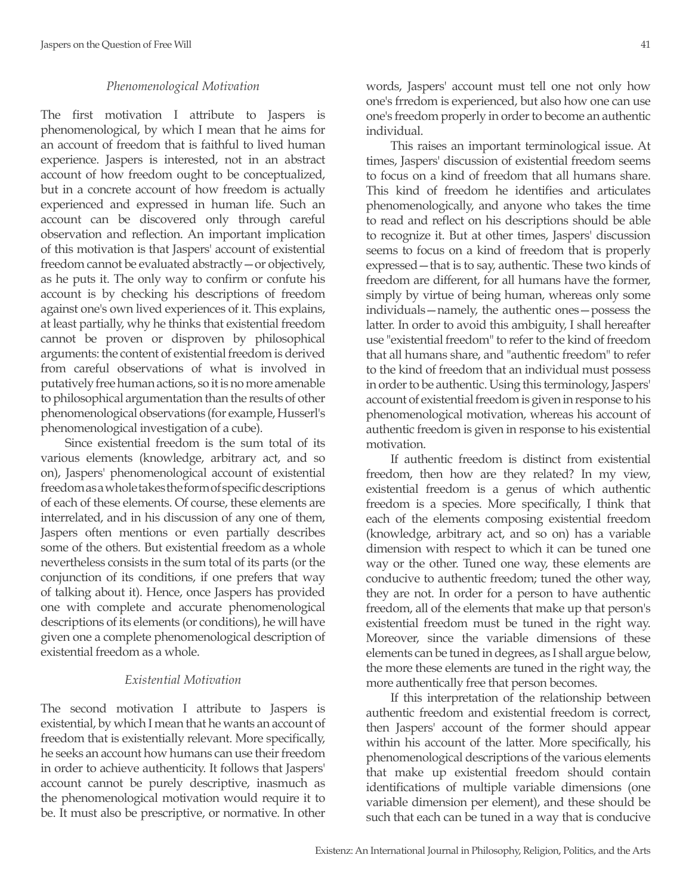### *Phenomenological Motivation*

The first motivation I attribute to Jaspers is phenomenological, by which I mean that he aims for an account of freedom that is faithful to lived human experience. Jaspers is interested, not in an abstract account of how freedom ought to be conceptualized, but in a concrete account of how freedom is actually experienced and expressed in human life. Such an account can be discovered only through careful observation and reflection. An important implication of this motivation is that Jaspers' account of existential freedom cannot be evaluated abstractly—or objectively, as he puts it. The only way to confirm or confute his account is by checking his descriptions of freedom against one's own lived experiences of it. This explains, at least partially, why he thinks that existential freedom cannot be proven or disproven by philosophical arguments: the content of existential freedom is derived from careful observations of what is involved in putatively free human actions, so it is no more amenable to philosophical argumentation than the results of other phenomenological observations (for example, Husserl's phenomenological investigation of a cube).

Since existential freedom is the sum total of its various elements (knowledge, arbitrary act, and so on), Jaspers' phenomenological account of existential freedom as a whole takes the form of specific descriptions of each of these elements. Of course, these elements are interrelated, and in his discussion of any one of them, Jaspers often mentions or even partially describes some of the others. But existential freedom as a whole nevertheless consists in the sum total of its parts (or the conjunction of its conditions, if one prefers that way of talking about it). Hence, once Jaspers has provided one with complete and accurate phenomenological descriptions of its elements (or conditions), he will have given one a complete phenomenological description of existential freedom as a whole.

### *Existential Motivation*

The second motivation I attribute to Jaspers is existential, by which I mean that he wants an account of freedom that is existentially relevant. More specifically, he seeks an account how humans can use their freedom in order to achieve authenticity. It follows that Jaspers' account cannot be purely descriptive, inasmuch as the phenomenological motivation would require it to be. It must also be prescriptive, or normative. In other words, Jaspers' account must tell one not only how one's frredom is experienced, but also how one can use one's freedom properly in order to become an authentic individual.

This raises an important terminological issue. At times, Jaspers' discussion of existential freedom seems to focus on a kind of freedom that all humans share. This kind of freedom he identifies and articulates phenomenologically, and anyone who takes the time to read and reflect on his descriptions should be able to recognize it. But at other times, Jaspers' discussion seems to focus on a kind of freedom that is properly expressed—that is to say, authentic. These two kinds of freedom are different, for all humans have the former, simply by virtue of being human, whereas only some individuals—namely, the authentic ones—possess the latter. In order to avoid this ambiguity, I shall hereafter use "existential freedom" to refer to the kind of freedom that all humans share, and "authentic freedom" to refer to the kind of freedom that an individual must possess in order to be authentic. Using this terminology, Jaspers' account of existential freedom is given in response to his phenomenological motivation, whereas his account of authentic freedom is given in response to his existential motivation.

If authentic freedom is distinct from existential freedom, then how are they related? In my view, existential freedom is a genus of which authentic freedom is a species. More specifically, I think that each of the elements composing existential freedom (knowledge, arbitrary act, and so on) has a variable dimension with respect to which it can be tuned one way or the other. Tuned one way, these elements are conducive to authentic freedom; tuned the other way, they are not. In order for a person to have authentic freedom, all of the elements that make up that person's existential freedom must be tuned in the right way. Moreover, since the variable dimensions of these elements can be tuned in degrees, as I shall argue below, the more these elements are tuned in the right way, the more authentically free that person becomes.

If this interpretation of the relationship between authentic freedom and existential freedom is correct, then Jaspers' account of the former should appear within his account of the latter. More specifically, his phenomenological descriptions of the various elements that make up existential freedom should contain identifications of multiple variable dimensions (one variable dimension per element), and these should be such that each can be tuned in a way that is conducive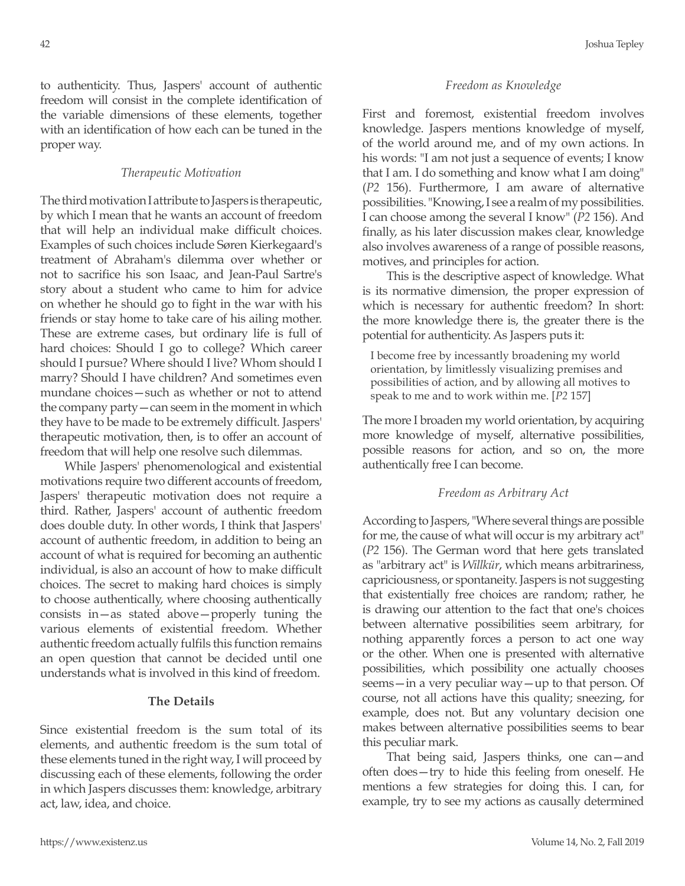to authenticity. Thus, Jaspers' account of authentic freedom will consist in the complete identification of the variable dimensions of these elements, together with an identification of how each can be tuned in the proper way.

### *Therapeutic Motivation*

The third motivation I attribute to Jaspers is therapeutic, by which I mean that he wants an account of freedom that will help an individual make difficult choices. Examples of such choices include Søren Kierkegaard's treatment of Abraham's dilemma over whether or not to sacrifice his son Isaac, and Jean-Paul Sartre's story about a student who came to him for advice on whether he should go to fight in the war with his friends or stay home to take care of his ailing mother. These are extreme cases, but ordinary life is full of hard choices: Should I go to college? Which career should I pursue? Where should I live? Whom should I marry? Should I have children? And sometimes even mundane choices—such as whether or not to attend the company party—can seem in the moment in which they have to be made to be extremely difficult. Jaspers' therapeutic motivation, then, is to offer an account of freedom that will help one resolve such dilemmas.

While Jaspers' phenomenological and existential motivations require two different accounts of freedom, Jaspers' therapeutic motivation does not require a third. Rather, Jaspers' account of authentic freedom does double duty. In other words, I think that Jaspers' account of authentic freedom, in addition to being an account of what is required for becoming an authentic individual, is also an account of how to make difficult choices. The secret to making hard choices is simply to choose authentically, where choosing authentically consists in—as stated above—properly tuning the various elements of existential freedom. Whether authentic freedom actually fulfils this function remains an open question that cannot be decided until one understands what is involved in this kind of freedom.

## The Details

Since existential freedom is the sum total of its elements, and authentic freedom is the sum total of these elements tuned in the right way, I will proceed by discussing each of these elements, following the order in which Jaspers discusses them: knowledge, arbitrary act, law, idea, and choice.

### *Freedom as Knowledge*

First and foremost, existential freedom involves knowledge. Jaspers mentions knowledge of myself, of the world around me, and of my own actions. In his words: "I am not just a sequence of events; I know that I am. I do something and know what I am doing" (*P2* 156). Furthermore, I am aware of alternative possibilities. "Knowing, I see a realm of my possibilities. I can choose among the several I know" (*P2* 156). And finally, as his later discussion makes clear, knowledge also involves awareness of a range of possible reasons, motives, and principles for action.

This is the descriptive aspect of knowledge. What is its normative dimension, the proper expression of which is necessary for authentic freedom? In short: the more knowledge there is, the greater there is the potential for authenticity. As Jaspers puts it:

> I become free by incessantly broadening my world orientation, by limitlessly visualizing premises and possibilities of action, and by allowing all motives to speak to me and to work within me. [*P2* 157]

The more I broaden my world orientation, by acquiring more knowledge of myself, alternative possibilities, possible reasons for action, and so on, the more authentically free I can become.

### *Freedom as Arbitrary Act*

According to Jaspers, "Where several things are possible for me, the cause of what will occur is my arbitrary act" (*P2* 156). The German word that here gets translated as "arbitrary act" is *Willkür*, which means arbitrariness, capriciousness, or spontaneity. Jaspers is not suggesting that existentially free choices are random; rather, he is drawing our attention to the fact that one's choices between alternative possibilities seem arbitrary, for nothing apparently forces a person to act one way or the other. When one is presented with alternative possibilities, which possibility one actually chooses seems—in a very peculiar way—up to that person. Of course, not all actions have this quality; sneezing, for example, does not. But any voluntary decision one makes between alternative possibilities seems to bear this peculiar mark.

That being said, Jaspers thinks, one can—and often does—try to hide this feeling from oneself. He mentions a few strategies for doing this. I can, for example, try to see my actions as causally determined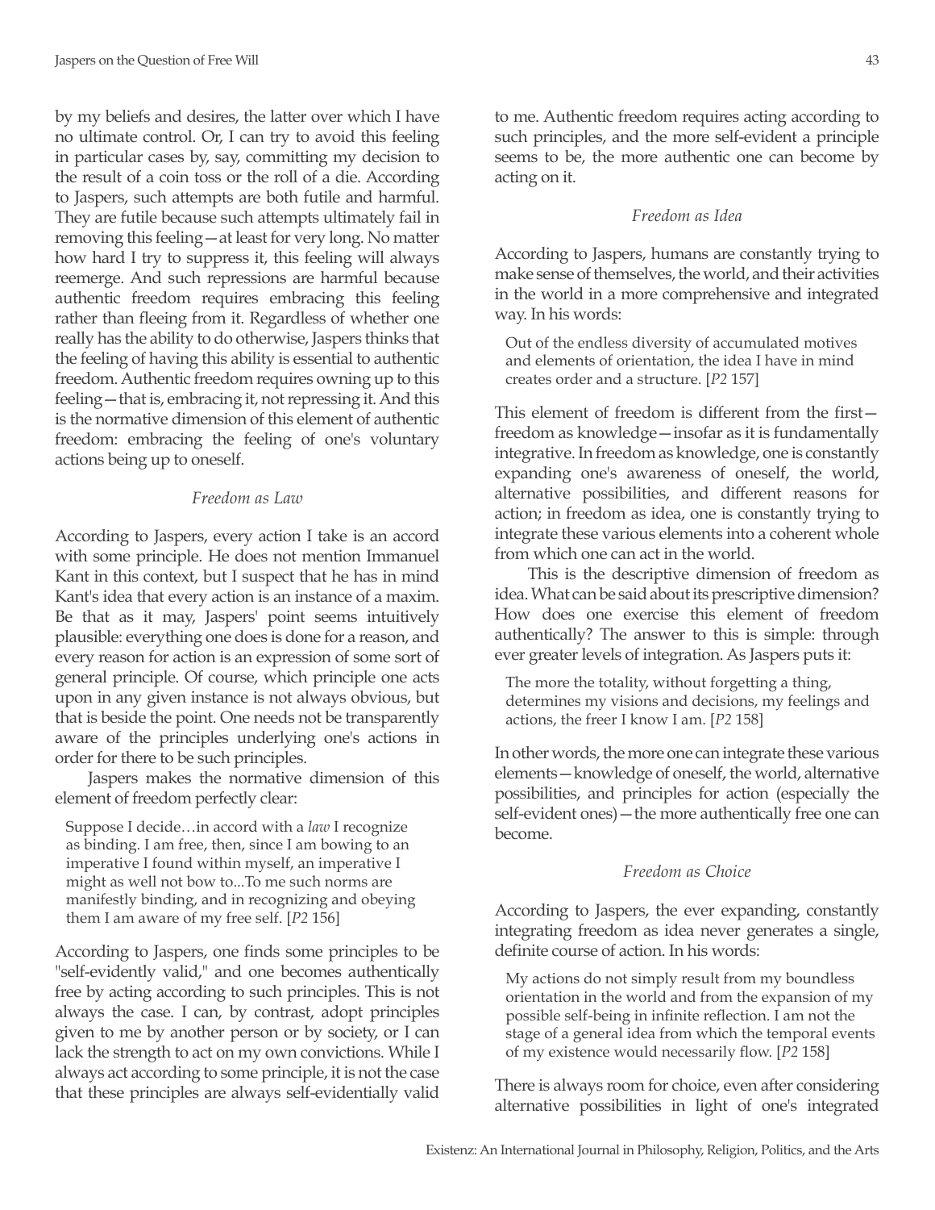by my beliefs and desires, the latter over which I have no ultimate control. Or, I can try to avoid this feeling in particular cases by, say, committing my decision to the result of a coin toss or the roll of a die. According to Jaspers, such attempts are both futile and harmful. They are futile because such attempts ultimately fail in removing this feeling—at least for very long. No matter how hard I try to suppress it, this feeling will always reemerge. And such repressions are harmful because authentic freedom requires embracing this feeling rather than fleeing from it. Regardless of whether one really has the ability to do otherwise, Jaspers thinks that the feeling of having this ability is essential to authentic freedom. Authentic freedom requires owning up to this feeling—that is, embracing it, not repressing it. And this is the normative dimension of this element of authentic freedom: embracing the feeling of one's voluntary actions being up to oneself.

### *Freedom as Law*

According to Jaspers, every action I take is an accord with some principle. He does not mention Immanuel Kant in this context, but I suspect that he has in mind Kant's idea that every action is an instance of a maxim. Be that as it may, Jaspers' point seems intuitively plausible: everything one does is done for a reason, and every reason for action is an expression of some sort of general principle. Of course, which principle one acts upon in any given instance is not always obvious, but that is beside the point. One needs not be transparently aware of the principles underlying one's actions in order for there to be such principles.

Jaspers makes the normative dimension of this element of freedom perfectly clear:

> Suppose I decide…in accord with a *law* I recognize as binding. I am free, then, since I am bowing to an imperative I found within myself, an imperative I might as well not bow to...To me such norms are manifestly binding, and in recognizing and obeying them I am aware of my free self. [*P2* 156]

According to Jaspers, one finds some principles to be "self-evidently valid," and one becomes authentically free by acting according to such principles. This is not always the case. I can, by contrast, adopt principles given to me by another person or by society, or I can lack the strength to act on my own convictions. While I always act according to some principle, it is not the case that these principles are always self-evidentially valid to me. Authentic freedom requires acting according to such principles, and the more self-evident a principle seems to be, the more authentic one can become by acting on it.

### *Freedom as Idea*

According to Jaspers, humans are constantly trying to make sense of themselves, the world, and their activities in the world in a more comprehensive and integrated way. In his words:

> Out of the endless diversity of accumulated motives and elements of orientation, the idea I have in mind creates order and a structure. [*P2* 157]

This element of freedom is different from the first—freedom as knowledge—insofar as it is fundamentally integrative. In freedom as knowledge, one is constantly expanding one's awareness of oneself, the world, alternative possibilities, and different reasons for action; in freedom as idea, one is constantly trying to integrate these various elements into a coherent whole from which one can act in the world.

This is the descriptive dimension of freedom as idea. What can be said about its prescriptive dimension? How does one exercise this element of freedom authentically? The answer to this is simple: through ever greater levels of integration. As Jaspers puts it:

> The more the totality, without forgetting a thing, determines my visions and decisions, my feelings and actions, the freer I know I am. [*P2* 158]

In other words, the more one can integrate these various elements—knowledge of oneself, the world, alternative possibilities, and principles for action (especially the self-evident ones)—the more authentically free one can become.

### *Freedom as Choice*

According to Jaspers, the ever expanding, constantly integrating freedom as idea never generates a single, definite course of action. In his words:

> My actions do not simply result from my boundless orientation in the world and from the expansion of my possible self-being in infinite reflection. I am not the stage of a general idea from which the temporal events of my existence would necessarily flow. [*P2* 158]

There is always room for choice, even after considering alternative possibilities in light of one's integrated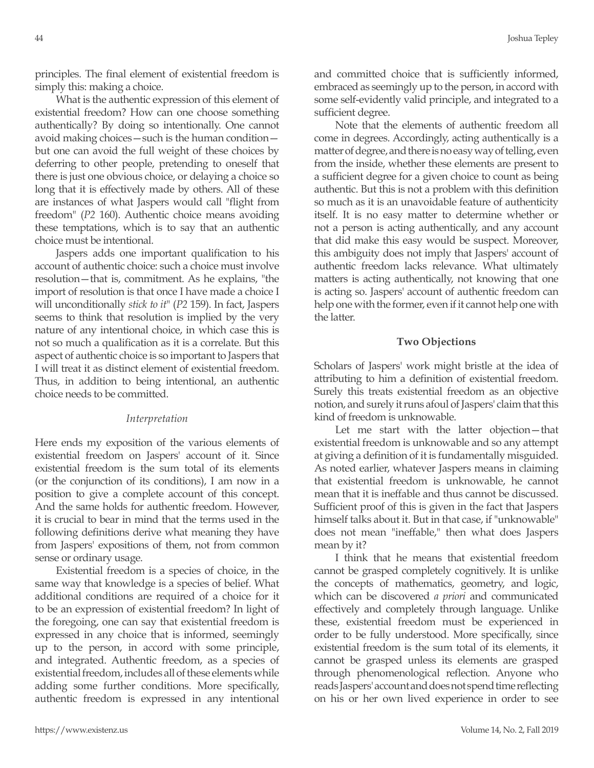principles. The final element of existential freedom is simply this: making a choice.

What is the authentic expression of this element of existential freedom? How can one choose something authentically? By doing so intentionally. One cannot avoid making choices—such is the human condition—but one can avoid the full weight of these choices by deferring to other people, pretending to oneself that there is just one obvious choice, or delaying a choice so long that it is effectively made by others. All of these are instances of what Jaspers would call "flight from freedom" (*P2* 160). Authentic choice means avoiding these temptations, which is to say that an authentic choice must be intentional.

Jaspers adds one important qualification to his account of authentic choice: such a choice must involve resolution—that is, commitment. As he explains, "the import of resolution is that once I have made a choice I will unconditionally *stick to it*" (*P2* 159). In fact, Jaspers seems to think that resolution is implied by the very nature of any intentional choice, in which case this is not so much a qualification as it is a correlate. But this aspect of authentic choice is so important to Jaspers that I will treat it as distinct element of existential freedom. Thus, in addition to being intentional, an authentic choice needs to be committed.

### *Interpretation*

Here ends my exposition of the various elements of existential freedom on Jaspers' account of it. Since existential freedom is the sum total of its elements (or the conjunction of its conditions), I am now in a position to give a complete account of this concept. And the same holds for authentic freedom. However, it is crucial to bear in mind that the terms used in the following definitions derive what meaning they have from Jaspers' expositions of them, not from common sense or ordinary usage.

Existential freedom is a species of choice, in the same way that knowledge is a species of belief. What additional conditions are required of a choice for it to be an expression of existential freedom? In light of the foregoing, one can say that existential freedom is expressed in any choice that is informed, seemingly up to the person, in accord with some principle, and integrated. Authentic freedom, as a species of existential freedom, includes all of these elements while adding some further conditions. More specifically, authentic freedom is expressed in any intentional and committed choice that is sufficiently informed, embraced as seemingly up to the person, in accord with some self-evidently valid principle, and integrated to a sufficient degree.

Note that the elements of authentic freedom all come in degrees. Accordingly, acting authentically is a matter of degree, and there is no easy way of telling, even from the inside, whether these elements are present to a sufficient degree for a given choice to count as being authentic. But this is not a problem with this definition so much as it is an unavoidable feature of authenticity itself. It is no easy matter to determine whether or not a person is acting authentically, and any account that did make this easy would be suspect. Moreover, this ambiguity does not imply that Jaspers' account of authentic freedom lacks relevance. What ultimately matters is acting authentically, not knowing that one is acting so. Jaspers' account of authentic freedom can help one with the former, even if it cannot help one with the latter.

## Two Objections

Scholars of Jaspers' work might bristle at the idea of attributing to him a definition of existential freedom. Surely this treats existential freedom as an objective notion, and surely it runs afoul of Jaspers' claim that this kind of freedom is unknowable.

Let me start with the latter objection—that existential freedom is unknowable and so any attempt at giving a definition of it is fundamentally misguided. As noted earlier, whatever Jaspers means in claiming that existential freedom is unknowable, he cannot mean that it is ineffable and thus cannot be discussed. Sufficient proof of this is given in the fact that Jaspers himself talks about it. But in that case, if "unknowable" does not mean "ineffable," then what does Jaspers mean by it?

I think that he means that existential freedom cannot be grasped completely cognitively. It is unlike the concepts of mathematics, geometry, and logic, which can be discovered *a priori* and communicated effectively and completely through language. Unlike these, existential freedom must be experienced in order to be fully understood. More specifically, since existential freedom is the sum total of its elements, it cannot be grasped unless its elements are grasped through phenomenological reflection. Anyone who reads Jaspers' account and does not spend time reflecting on his or her own lived experience in order to see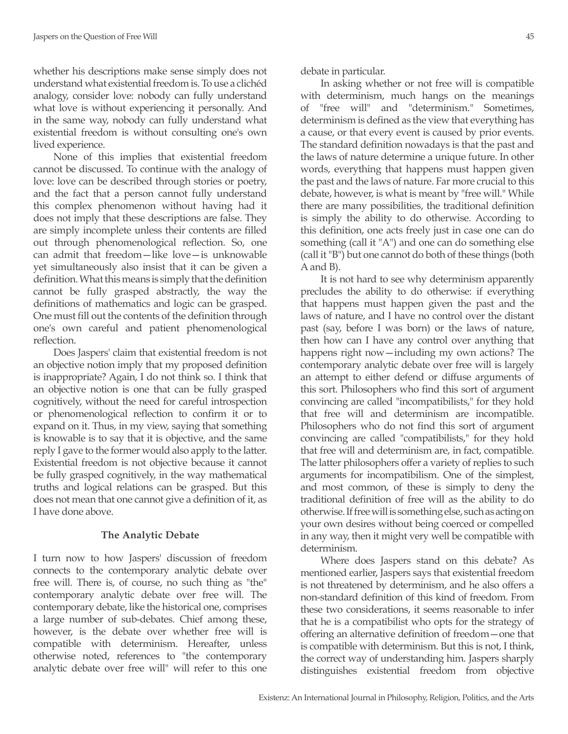whether his descriptions make sense simply does not understand what existential freedom is. To use a clichéd analogy, consider love: nobody can fully understand what love is without experiencing it personally. And in the same way, nobody can fully understand what existential freedom is without consulting one's own lived experience.

None of this implies that existential freedom cannot be discussed. To continue with the analogy of love: love can be described through stories or poetry, and the fact that a person cannot fully understand this complex phenomenon without having had it does not imply that these descriptions are false. They are simply incomplete unless their contents are filled out through phenomenological reflection. So, one can admit that freedom—like love—is unknowable yet simultaneously also insist that it can be given a definition. What this means is simply that the definition cannot be fully grasped abstractly, the way the definitions of mathematics and logic can be grasped. One must fill out the contents of the definition through one's own careful and patient phenomenological reflection.

Does Jaspers' claim that existential freedom is not an objective notion imply that my proposed definition is inappropriate? Again, I do not think so. I think that an objective notion is one that can be fully grasped cognitively, without the need for careful introspection or phenomenological reflection to confirm it or to expand on it. Thus, in my view, saying that something is knowable is to say that it is objective, and the same reply I gave to the former would also apply to the latter. Existential freedom is not objective because it cannot be fully grasped cognitively, in the way mathematical truths and logical relations can be grasped. But this does not mean that one cannot give a definition of it, as I have done above.

## The Analytic Debate

I turn now to how Jaspers' discussion of freedom connects to the contemporary analytic debate over free will. There is, of course, no such thing as "the" contemporary analytic debate over free will. The contemporary debate, like the historical one, comprises a large number of sub-debates. Chief among these, however, is the debate over whether free will is compatible with determinism. Hereafter, unless otherwise noted, references to "the contemporary analytic debate over free will" will refer to this one debate in particular.

In asking whether or not free will is compatible with determinism, much hangs on the meanings of "free will" and "determinism." Sometimes, determinism is defined as the view that everything has a cause, or that every event is caused by prior events. The standard definition nowadays is that the past and the laws of nature determine a unique future. In other words, everything that happens must happen given the past and the laws of nature. Far more crucial to this debate, however, is what is meant by "free will." While there are many possibilities, the traditional definition is simply the ability to do otherwise. According to this definition, one acts freely just in case one can do something (call it "A") and one can do something else (call it "B") but one cannot do both of these things (both A and B).

It is not hard to see why determinism apparently precludes the ability to do otherwise: if everything that happens must happen given the past and the laws of nature, and I have no control over the distant past (say, before I was born) or the laws of nature, then how can I have any control over anything that happens right now—including my own actions? The contemporary analytic debate over free will is largely an attempt to either defend or diffuse arguments of this sort. Philosophers who find this sort of argument convincing are called "incompatibilists," for they hold that free will and determinism are incompatible. Philosophers who do not find this sort of argument convincing are called "compatibilists," for they hold that free will and determinism are, in fact, compatible. The latter philosophers offer a variety of replies to such arguments for incompatibilism. One of the simplest, and most common, of these is simply to deny the traditional definition of free will as the ability to do otherwise. If free will is something else, such as acting on your own desires without being coerced or compelled in any way, then it might very well be compatible with determinism.

Where does Jaspers stand on this debate? As mentioned earlier, Jaspers says that existential freedom is not threatened by determinism, and he also offers a non-standard definition of this kind of freedom. From these two considerations, it seems reasonable to infer that he is a compatibilist who opts for the strategy of offering an alternative definition of freedom—one that is compatible with determinism. But this is not, I think, the correct way of understanding him. Jaspers sharply distinguishes existential freedom from objective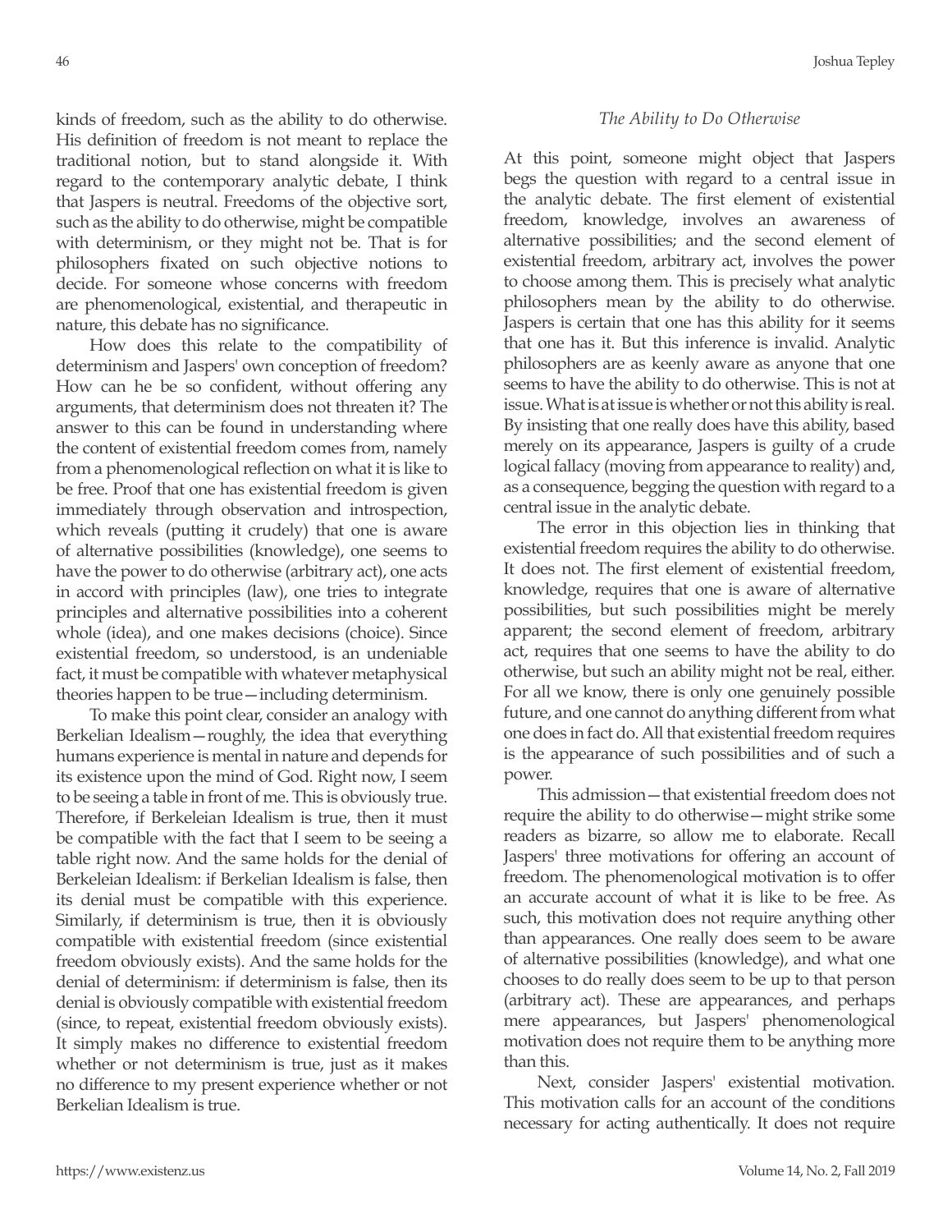kinds of freedom, such as the ability to do otherwise. His definition of freedom is not meant to replace the traditional notion, but to stand alongside it. With regard to the contemporary analytic debate, I think that Jaspers is neutral. Freedoms of the objective sort, such as the ability to do otherwise, might be compatible with determinism, or they might not be. That is for philosophers fixated on such objective notions to decide. For someone whose concerns with freedom are phenomenological, existential, and therapeutic in nature, this debate has no significance.

How does this relate to the compatibility of determinism and Jaspers' own conception of freedom? How can he be so confident, without offering any arguments, that determinism does not threaten it? The answer to this can be found in understanding where the content of existential freedom comes from, namely from a phenomenological reflection on what it is like to be free. Proof that one has existential freedom is given immediately through observation and introspection, which reveals (putting it crudely) that one is aware of alternative possibilities (knowledge), one seems to have the power to do otherwise (arbitrary act), one acts in accord with principles (law), one tries to integrate principles and alternative possibilities into a coherent whole (idea), and one makes decisions (choice). Since existential freedom, so understood, is an undeniable fact, it must be compatible with whatever metaphysical theories happen to be true—including determinism.

To make this point clear, consider an analogy with Berkelian Idealism—roughly, the idea that everything humans experience is mental in nature and depends for its existence upon the mind of God. Right now, I seem to be seeing a table in front of me. This is obviously true. Therefore, if Berkeleian Idealism is true, then it must be compatible with the fact that I seem to be seeing a table right now. And the same holds for the denial of Berkeleian Idealism: if Berkelian Idealism is false, then its denial must be compatible with this experience. Similarly, if determinism is true, then it is obviously compatible with existential freedom (since existential freedom obviously exists). And the same holds for the denial of determinism: if determinism is false, then its denial is obviously compatible with existential freedom (since, to repeat, existential freedom obviously exists). It simply makes no difference to existential freedom whether or not determinism is true, just as it makes no difference to my present experience whether or not Berkelian Idealism is true.

### *The Ability to Do Otherwise*

At this point, someone might object that Jaspers begs the question with regard to a central issue in the analytic debate. The first element of existential freedom, knowledge, involves an awareness of alternative possibilities; and the second element of existential freedom, arbitrary act, involves the power to choose among them. This is precisely what analytic philosophers mean by the ability to do otherwise. Jaspers is certain that one has this ability for it seems that one has it. But this inference is invalid. Analytic philosophers are as keenly aware as anyone that one seems to have the ability to do otherwise. This is not at issue. What is at issue is whether or not this ability is real. By insisting that one really does have this ability, based merely on its appearance, Jaspers is guilty of a crude logical fallacy (moving from appearance to reality) and, as a consequence, begging the question with regard to a central issue in the analytic debate.

The error in this objection lies in thinking that existential freedom requires the ability to do otherwise. It does not. The first element of existential freedom, knowledge, requires that one is aware of alternative possibilities, but such possibilities might be merely apparent; the second element of freedom, arbitrary act, requires that one seems to have the ability to do otherwise, but such an ability might not be real, either. For all we know, there is only one genuinely possible future, and one cannot do anything different from what one does in fact do. All that existential freedom requires is the appearance of such possibilities and of such a power.

This admission—that existential freedom does not require the ability to do otherwise—might strike some readers as bizarre, so allow me to elaborate. Recall Jaspers' three motivations for offering an account of freedom. The phenomenological motivation is to offer an accurate account of what it is like to be free. As such, this motivation does not require anything other than appearances. One really does seem to be aware of alternative possibilities (knowledge), and what one chooses to do really does seem to be up to that person (arbitrary act). These are appearances, and perhaps mere appearances, but Jaspers' phenomenological motivation does not require them to be anything more than this.

Next, consider Jaspers' existential motivation. This motivation calls for an account of the conditions necessary for acting authentically. It does not require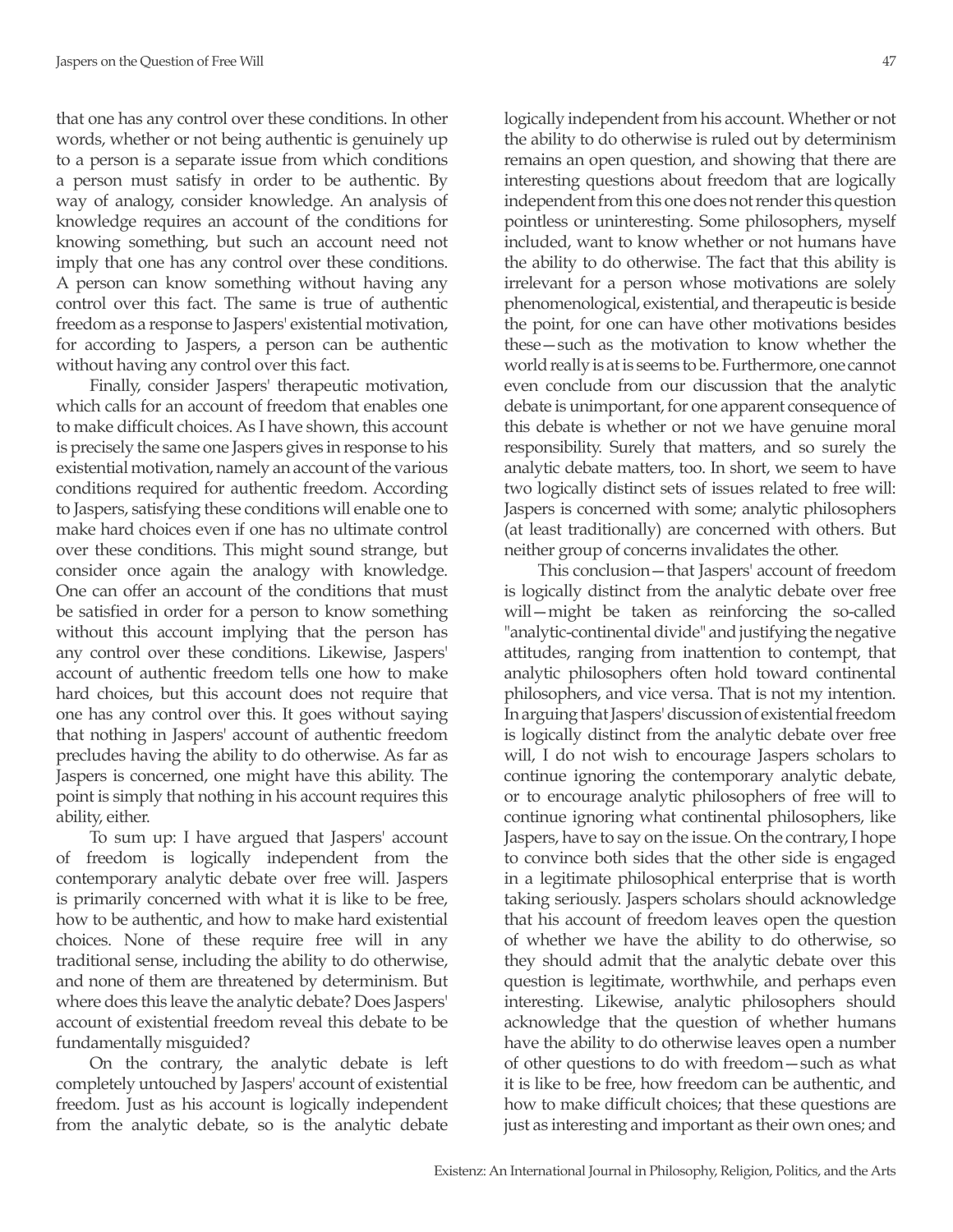that one has any control over these conditions. In other words, whether or not being authentic is genuinely up to a person is a separate issue from which conditions a person must satisfy in order to be authentic. By way of analogy, consider knowledge. An analysis of knowledge requires an account of the conditions for knowing something, but such an account need not imply that one has any control over these conditions. A person can know something without having any control over this fact. The same is true of authentic freedom as a response to Jaspers' existential motivation, for according to Jaspers, a person can be authentic without having any control over this fact.

Finally, consider Jaspers' therapeutic motivation, which calls for an account of freedom that enables one to make difficult choices. As I have shown, this account is precisely the same one Jaspers gives in response to his existential motivation, namely an account of the various conditions required for authentic freedom. According to Jaspers, satisfying these conditions will enable one to make hard choices even if one has no ultimate control over these conditions. This might sound strange, but consider once again the analogy with knowledge. One can offer an account of the conditions that must be satisfied in order for a person to know something without this account implying that the person has any control over these conditions. Likewise, Jaspers' account of authentic freedom tells one how to make hard choices, but this account does not require that one has any control over this. It goes without saying that nothing in Jaspers' account of authentic freedom precludes having the ability to do otherwise. As far as Jaspers is concerned, one might have this ability. The point is simply that nothing in his account requires this ability, either.

To sum up: I have argued that Jaspers' account of freedom is logically independent from the contemporary analytic debate over free will. Jaspers is primarily concerned with what it is like to be free, how to be authentic, and how to make hard existential choices. None of these require free will in any traditional sense, including the ability to do otherwise, and none of them are threatened by determinism. But where does this leave the analytic debate? Does Jaspers' account of existential freedom reveal this debate to be fundamentally misguided?

On the contrary, the analytic debate is left completely untouched by Jaspers' account of existential freedom. Just as his account is logically independent from the analytic debate, so is the analytic debate logically independent from his account. Whether or not the ability to do otherwise is ruled out by determinism remains an open question, and showing that there are interesting questions about freedom that are logically independent from this one does not render this question pointless or uninteresting. Some philosophers, myself included, want to know whether or not humans have the ability to do otherwise. The fact that this ability is irrelevant for a person whose motivations are solely phenomenological, existential, and therapeutic is beside the point, for one can have other motivations besides these—such as the motivation to know whether the world really is at is seems to be. Furthermore, one cannot even conclude from our discussion that the analytic debate is unimportant, for one apparent consequence of this debate is whether or not we have genuine moral responsibility. Surely that matters, and so surely the analytic debate matters, too. In short, we seem to have two logically distinct sets of issues related to free will: Jaspers is concerned with some; analytic philosophers (at least traditionally) are concerned with others. But neither group of concerns invalidates the other.

This conclusion—that Jaspers' account of freedom is logically distinct from the analytic debate over free will—might be taken as reinforcing the so-called "analytic-continental divide" and justifying the negative attitudes, ranging from inattention to contempt, that analytic philosophers often hold toward continental philosophers, and vice versa. That is not my intention. In arguing that Jaspers' discussion of existential freedom is logically distinct from the analytic debate over free will, I do not wish to encourage Jaspers scholars to continue ignoring the contemporary analytic debate, or to encourage analytic philosophers of free will to continue ignoring what continental philosophers, like Jaspers, have to say on the issue. On the contrary, I hope to convince both sides that the other side is engaged in a legitimate philosophical enterprise that is worth taking seriously. Jaspers scholars should acknowledge that his account of freedom leaves open the question of whether we have the ability to do otherwise, so they should admit that the analytic debate over this question is legitimate, worthwhile, and perhaps even interesting. Likewise, analytic philosophers should acknowledge that the question of whether humans have the ability to do otherwise leaves open a number of other questions to do with freedom—such as what it is like to be free, how freedom can be authentic, and how to make difficult choices; that these questions are just as interesting and important as their own ones; and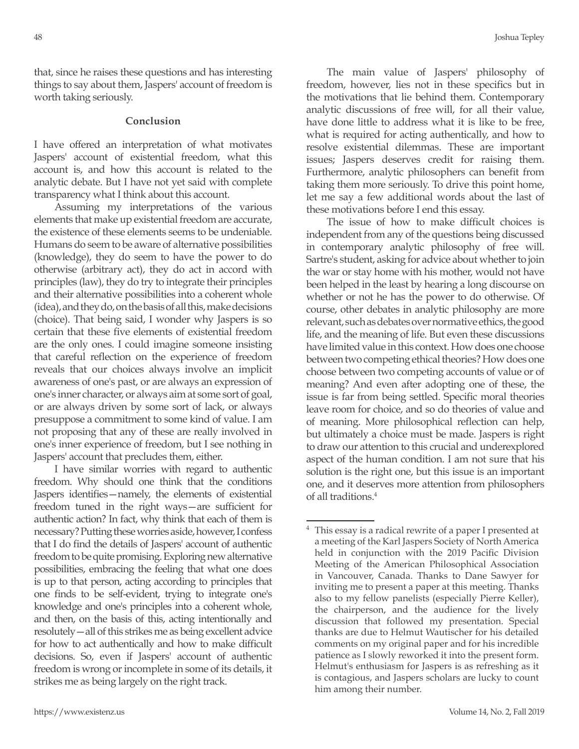that, since he raises these questions and has interesting things to say about them, Jaspers' account of freedom is worth taking seriously.

## Conclusion

I have offered an interpretation of what motivates Jaspers' account of existential freedom, what this account is, and how this account is related to the analytic debate. But I have not yet said with complete transparency what I think about this account.

Assuming my interpretations of the various elements that make up existential freedom are accurate, the existence of these elements seems to be undeniable. Humans do seem to be aware of alternative possibilities (knowledge), they do seem to have the power to do otherwise (arbitrary act), they do act in accord with principles (law), they do try to integrate their principles and their alternative possibilities into a coherent whole (idea), and they do, on the basis of all this, make decisions (choice). That being said, I wonder why Jaspers is so certain that these five elements of existential freedom are the only ones. I could imagine someone insisting that careful reflection on the experience of freedom reveals that our choices always involve an implicit awareness of one's past, or are always an expression of one's inner character, or always aim at some sort of goal, or are always driven by some sort of lack, or always presuppose a commitment to some kind of value. I am not proposing that any of these are really involved in one's inner experience of freedom, but I see nothing in Jaspers' account that precludes them, either.

I have similar worries with regard to authentic freedom. Why should one think that the conditions Jaspers identifies—namely, the elements of existential freedom tuned in the right ways—are sufficient for authentic action? In fact, why think that each of them is necessary? Putting these worries aside, however, I confess that I do find the details of Jaspers' account of authentic freedom to be quite promising. Exploring new alternative possibilities, embracing the feeling that what one does is up to that person, acting according to principles that one finds to be self-evident, trying to integrate one's knowledge and one's principles into a coherent whole, and then, on the basis of this, acting intentionally and resolutely—all of this strikes me as being excellent advice for how to act authentically and how to make difficult decisions. So, even if Jaspers' account of authentic freedom is wrong or incomplete in some of its details, it strikes me as being largely on the right track.

The main value of Jaspers' philosophy of freedom, however, lies not in these specifics but in the motivations that lie behind them. Contemporary analytic discussions of free will, for all their value, have done little to address what it is like to be free, what is required for acting authentically, and how to resolve existential dilemmas. These are important issues; Jaspers deserves credit for raising them. Furthermore, analytic philosophers can benefit from taking them more seriously. To drive this point home, let me say a few additional words about the last of these motivations before I end this essay.

The issue of how to make difficult choices is independent from any of the questions being discussed in contemporary analytic philosophy of free will. Sartre's student, asking for advice about whether to join the war or stay home with his mother, would not have been helped in the least by hearing a long discourse on whether or not he has the power to do otherwise. Of course, other debates in analytic philosophy are more relevant, such as debates over normative ethics, the good life, and the meaning of life. But even these discussions have limited value in this context. How does one choose between two competing ethical theories? How does one choose between two competing accounts of value or of meaning? And even after adopting one of these, the issue is far from being settled. Specific moral theories leave room for choice, and so do theories of value and of meaning. More philosophical reflection can help, but ultimately a choice must be made. Jaspers is right to draw our attention to this crucial and underexplored aspect of the human condition. I am not sure that his solution is the right one, but this issue is an important one, and it deserves more attention from philosophers of all traditions.[4]

---

[4] This essay is a radical rewrite of a paper I presented at a meeting of the Karl Jaspers Society of North America held in conjunction with the 2019 Pacific Division Meeting of the American Philosophical Association in Vancouver, Canada. Thanks to Dane Sawyer for inviting me to present a paper at this meeting. Thanks also to my fellow panelists (especially Pierre Keller), the chairperson, and the audience for the lively discussion that followed my presentation. Special thanks are due to Helmut Wautischer for his detailed comments on my original paper and for his incredible patience as I slowly reworked it into the present form. Helmut's enthusiasm for Jaspers is as refreshing as it is contagious, and Jaspers scholars are lucky to count him among their number.